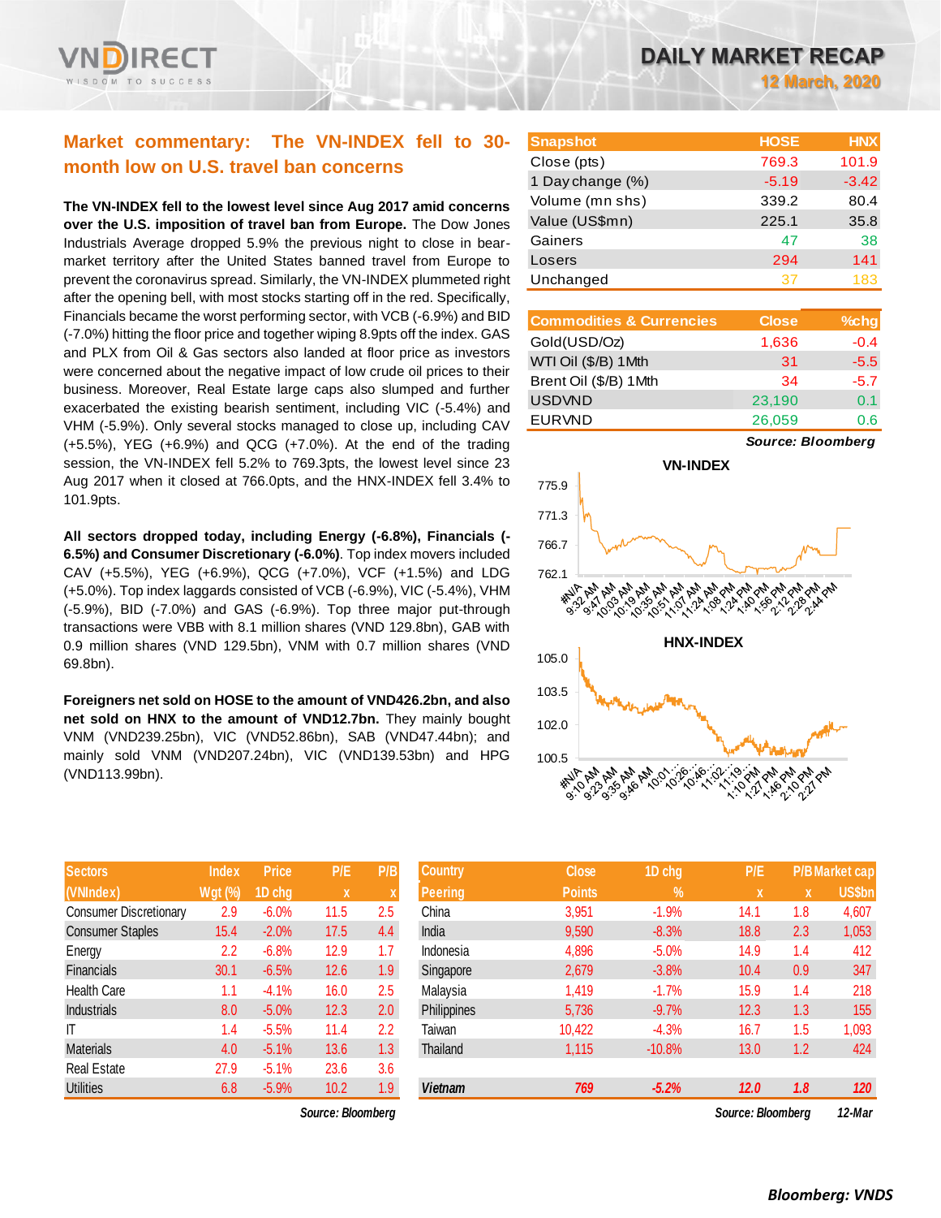# DAILY MARKET RECAP

**12 March, 2020**

## Market commentary: The VN-INDEX fell to 30-month low on U.S. travel ban concerns

**The VN-INDEX fell to the lowest level since Aug 2017 amid concerns over the U.S. imposition of travel ban from Europe.** The Dow Jones Industrials Average dropped 5.9% the previous night to close in bear-market territory after the United States banned travel from Europe to prevent the coronavirus spread. Similarly, the VN-INDEX plummeted right after the opening bell, with most stocks starting off in the red. Specifically, Financials became the worst performing sector, with VCB (-6.9%) and BID (-7.0%) hitting the floor price and together wiping 8.9pts off the index. GAS and PLX from Oil & Gas sectors also landed at floor price as investors were concerned about the negative impact of low crude oil prices to their business. Moreover, Real Estate large caps also slumped and further exacerbated the existing bearish sentiment, including VIC (-5.4%) and VHM (-5.9%). Only several stocks managed to close up, including CAV (+5.5%), YEG (+6.9%) and QCG (+7.0%). At the end of the trading session, the VN-INDEX fell 5.2% to 769.3pts, the lowest level since 23 Aug 2017 when it closed at 766.0pts, and the HNX-INDEX fell 3.4% to 101.9pts.

**All sectors dropped today, including Energy (-6.8%), Financials (-6.5%) and Consumer Discretionary (-6.0%)**. Top index movers included CAV (+5.5%), YEG (+6.9%), QCG (+7.0%), VCF (+1.5%) and LDG (+5.0%). Top index laggards consisted of VCB (-6.9%), VIC (-5.4%), VHM (-5.9%), BID (-7.0%) and GAS (-6.9%). Top three major put-through transactions were VBB with 8.1 million shares (VND 129.8bn), GAB with 0.9 million shares (VND 129.5bn), VNM with 0.7 million shares (VND 69.8bn).

**Foreigners net sold on HOSE to the amount of VND426.2bn, and also net sold on HNX to the amount of VND12.7bn.** They mainly bought VNM (VND239.25bn), VIC (VND52.86bn), SAB (VND47.44bn); and mainly sold VNM (VND207.24bn), VIC (VND139.53bn) and HPG (VND113.99bn).

| Snapshot | HOSE | HNX |
|---|---|---|
| Close (pts) | 769.3 | 101.9 |
| 1 Day change (%) | -5.19 | -3.42 |
| Volume (mn shs) | 339.2 | 80.4 |
| Value (US$mn) | 225.1 | 35.8 |
| Gainers | 47 | 38 |
| Losers | 294 | 141 |
| Unchanged | 37 | 183 |

| Commodities & Currencies | Close | %chg |
|---|---|---|
| Gold(USD/Oz) | 1,636 | -0.4 |
| WTI Oil ($/B) 1Mth | 31 | -5.5 |
| Brent Oil ($/B) 1Mth | 34 | -5.7 |
| USDVND | 23,190 | 0.1 |
| EURVND | 26,059 | 0.6 |

*Source: Bloomberg*

| Sectors (VNIndex) | Index Wgt (%) | Price 1D chg | P/E x | P/B x |
|---|---|---|---|---|
| Consumer Discretionary | 2.9 | -6.0% | 11.5 | 2.5 |
| Consumer Staples | 15.4 | -2.0% | 17.5 | 4.4 |
| Energy | 2.2 | -6.8% | 12.9 | 1.7 |
| Financials | 30.1 | -6.5% | 12.6 | 1.9 |
| Health Care | 1.1 | -4.1% | 16.0 | 2.5 |
| Industrials | 8.0 | -5.0% | 12.3 | 2.0 |
| IT | 1.4 | -5.5% | 11.4 | 2.2 |
| Materials | 4.0 | -5.1% | 13.6 | 1.3 |
| Real Estate | 27.9 | -5.1% | 23.6 | 3.6 |
| Utilities | 6.8 | -5.9% | 10.2 | 1.9 |

*Source: Bloomberg*

| Country Peering | Close Points | 1D chg % | P/E x | P/B x | Market cap US$bn |
|---|---|---|---|---|---|
| China | 3,951 | -1.9% | 14.1 | 1.8 | 4,607 |
| India | 9,590 | -8.3% | 18.8 | 2.3 | 1,053 |
| Indonesia | 4,896 | -5.0% | 14.9 | 1.4 | 412 |
| Singapore | 2,679 | -3.8% | 10.4 | 0.9 | 347 |
| Malaysia | 1,419 | -1.7% | 15.9 | 1.4 | 218 |
| Philippines | 5,736 | -9.7% | 12.3 | 1.3 | 155 |
| Taiwan | 10,422 | -4.3% | 16.7 | 1.5 | 1,093 |
| Thailand | 1,115 | -10.8% | 13.0 | 1.2 | 424 |
| ***Vietnam*** | ***769*** | ***-5.2%*** | ***12.0*** | ***1.8*** | ***120*** |

*Source: Bloomberg* *12-Mar*

***Bloomberg: VNDS***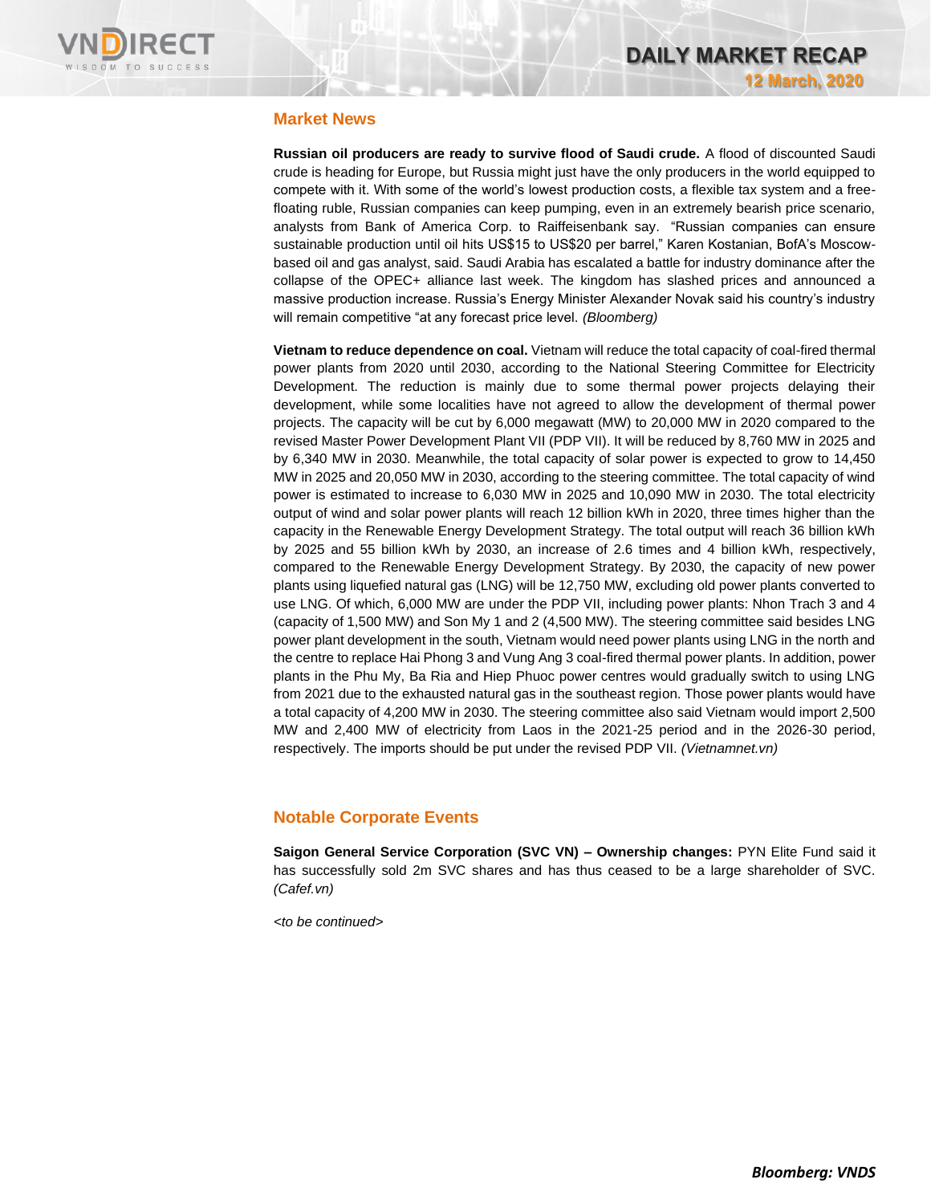## Market News

**Russian oil producers are ready to survive flood of Saudi crude.** A flood of discounted Saudi crude is heading for Europe, but Russia might just have the only producers in the world equipped to compete with it. With some of the world's lowest production costs, a flexible tax system and a free-floating ruble, Russian companies can keep pumping, even in an extremely bearish price scenario, analysts from Bank of America Corp. to Raiffeisenbank say. "Russian companies can ensure sustainable production until oil hits US$15 to US$20 per barrel," Karen Kostanian, BofA's Moscow-based oil and gas analyst, said. Saudi Arabia has escalated a battle for industry dominance after the collapse of the OPEC+ alliance last week. The kingdom has slashed prices and announced a massive production increase. Russia's Energy Minister Alexander Novak said his country's industry will remain competitive "at any forecast price level. *(Bloomberg)*

**Vietnam to reduce dependence on coal.** Vietnam will reduce the total capacity of coal-fired thermal power plants from 2020 until 2030, according to the National Steering Committee for Electricity Development. The reduction is mainly due to some thermal power projects delaying their development, while some localities have not agreed to allow the development of thermal power projects. The capacity will be cut by 6,000 megawatt (MW) to 20,000 MW in 2020 compared to the revised Master Power Development Plant VII (PDP VII). It will be reduced by 8,760 MW in 2025 and by 6,340 MW in 2030. Meanwhile, the total capacity of solar power is expected to grow to 14,450 MW in 2025 and 20,050 MW in 2030, according to the steering committee. The total capacity of wind power is estimated to increase to 6,030 MW in 2025 and 10,090 MW in 2030. The total electricity output of wind and solar power plants will reach 12 billion kWh in 2020, three times higher than the capacity in the Renewable Energy Development Strategy. The total output will reach 36 billion kWh by 2025 and 55 billion kWh by 2030, an increase of 2.6 times and 4 billion kWh, respectively, compared to the Renewable Energy Development Strategy. By 2030, the capacity of new power plants using liquefied natural gas (LNG) will be 12,750 MW, excluding old power plants converted to use LNG. Of which, 6,000 MW are under the PDP VII, including power plants: Nhon Trach 3 and 4 (capacity of 1,500 MW) and Son My 1 and 2 (4,500 MW). The steering committee said besides LNG power plant development in the south, Vietnam would need power plants using LNG in the north and the centre to replace Hai Phong 3 and Vung Ang 3 coal-fired thermal power plants. In addition, power plants in the Phu My, Ba Ria and Hiep Phuoc power centres would gradually switch to using LNG from 2021 due to the exhausted natural gas in the southeast region. Those power plants would have a total capacity of 4,200 MW in 2030. The steering committee also said Vietnam would import 2,500 MW and 2,400 MW of electricity from Laos in the 2021-25 period and in the 2026-30 period, respectively. The imports should be put under the revised PDP VII. *(Vietnamnet.vn)*

## Notable Corporate Events

**Saigon General Service Corporation (SVC VN) – Ownership changes:** PYN Elite Fund said it has successfully sold 2m SVC shares and has thus ceased to be a large shareholder of SVC. *(Cafef.vn)*

*<to be continued>*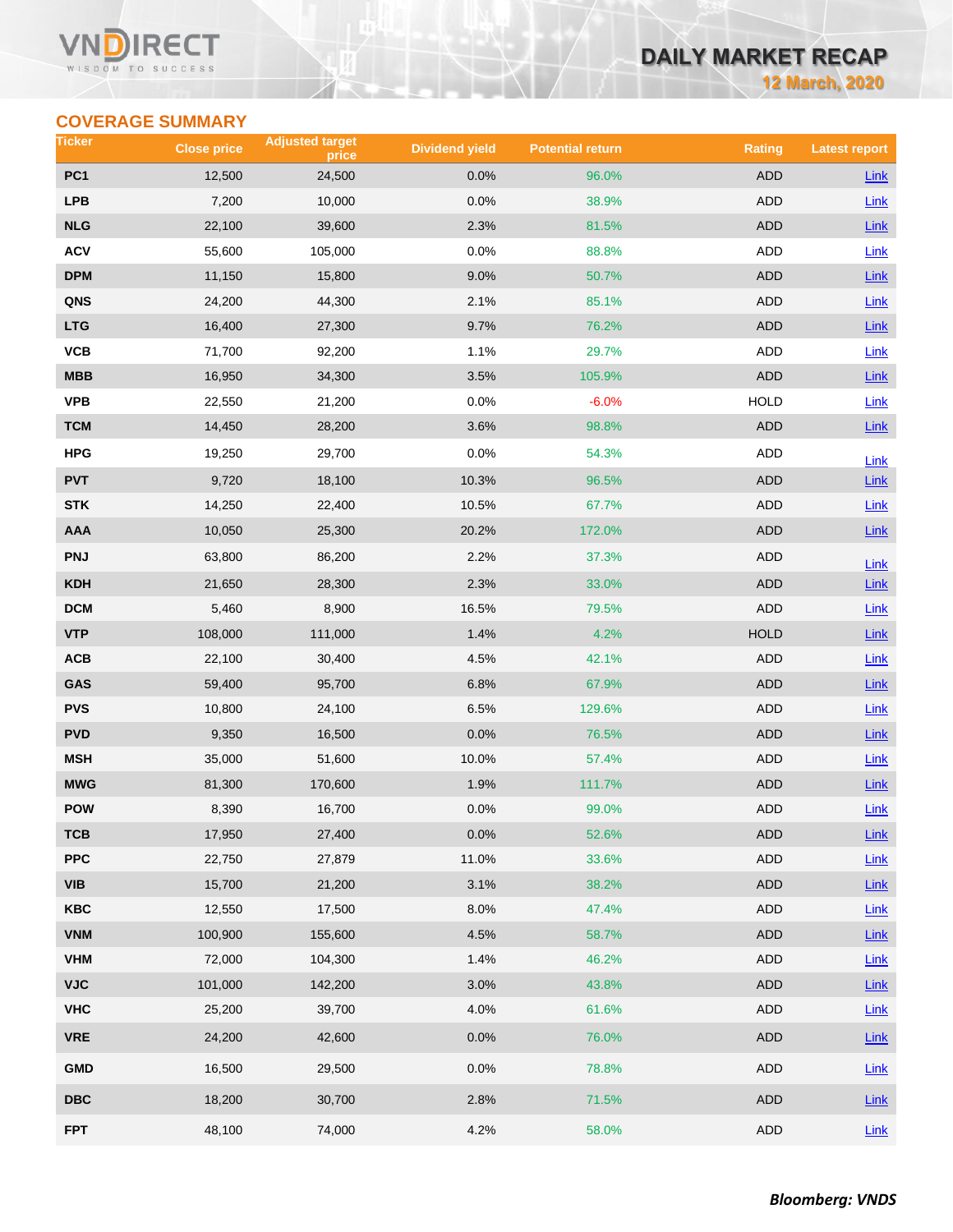## COVERAGE SUMMARY

| Ticker | Close price | Adjusted target price | Dividend yield | Potential return | Rating | Latest report |
|---|---|---|---|---|---|---|
| PC1 | 12,500 | 24,500 | 0.0% | 96.0% | ADD | Link |
| LPB | 7,200 | 10,000 | 0.0% | 38.9% | ADD | Link |
| NLG | 22,100 | 39,600 | 2.3% | 81.5% | ADD | Link |
| ACV | 55,600 | 105,000 | 0.0% | 88.8% | ADD | Link |
| DPM | 11,150 | 15,800 | 9.0% | 50.7% | ADD | Link |
| QNS | 24,200 | 44,300 | 2.1% | 85.1% | ADD | Link |
| LTG | 16,400 | 27,300 | 9.7% | 76.2% | ADD | Link |
| VCB | 71,700 | 92,200 | 1.1% | 29.7% | ADD | Link |
| MBB | 16,950 | 34,300 | 3.5% | 105.9% | ADD | Link |
| VPB | 22,550 | 21,200 | 0.0% | -6.0% | HOLD | Link |
| TCM | 14,450 | 28,200 | 3.6% | 98.8% | ADD | Link |
| HPG | 19,250 | 29,700 | 0.0% | 54.3% | ADD | Link |
| PVT | 9,720 | 18,100 | 10.3% | 96.5% | ADD | Link |
| STK | 14,250 | 22,400 | 10.5% | 67.7% | ADD | Link |
| AAA | 10,050 | 25,300 | 20.2% | 172.0% | ADD | Link |
| PNJ | 63,800 | 86,200 | 2.2% | 37.3% | ADD | Link |
| KDH | 21,650 | 28,300 | 2.3% | 33.0% | ADD | Link |
| DCM | 5,460 | 8,900 | 16.5% | 79.5% | ADD | Link |
| VTP | 108,000 | 111,000 | 1.4% | 4.2% | HOLD | Link |
| ACB | 22,100 | 30,400 | 4.5% | 42.1% | ADD | Link |
| GAS | 59,400 | 95,700 | 6.8% | 67.9% | ADD | Link |
| PVS | 10,800 | 24,100 | 6.5% | 129.6% | ADD | Link |
| PVD | 9,350 | 16,500 | 0.0% | 76.5% | ADD | Link |
| MSH | 35,000 | 51,600 | 10.0% | 57.4% | ADD | Link |
| MWG | 81,300 | 170,600 | 1.9% | 111.7% | ADD | Link |
| POW | 8,390 | 16,700 | 0.0% | 99.0% | ADD | Link |
| TCB | 17,950 | 27,400 | 0.0% | 52.6% | ADD | Link |
| PPC | 22,750 | 27,879 | 11.0% | 33.6% | ADD | Link |
| VIB | 15,700 | 21,200 | 3.1% | 38.2% | ADD | Link |
| KBC | 12,550 | 17,500 | 8.0% | 47.4% | ADD | Link |
| VNM | 100,900 | 155,600 | 4.5% | 58.7% | ADD | Link |
| VHM | 72,000 | 104,300 | 1.4% | 46.2% | ADD | Link |
| VJC | 101,000 | 142,200 | 3.0% | 43.8% | ADD | Link |
| VHC | 25,200 | 39,700 | 4.0% | 61.6% | ADD | Link |
| VRE | 24,200 | 42,600 | 0.0% | 76.0% | ADD | Link |
| GMD | 16,500 | 29,500 | 0.0% | 78.8% | ADD | Link |
| DBC | 18,200 | 30,700 | 2.8% | 71.5% | ADD | Link |
| FPT | 48,100 | 74,000 | 4.2% | 58.0% | ADD | Link |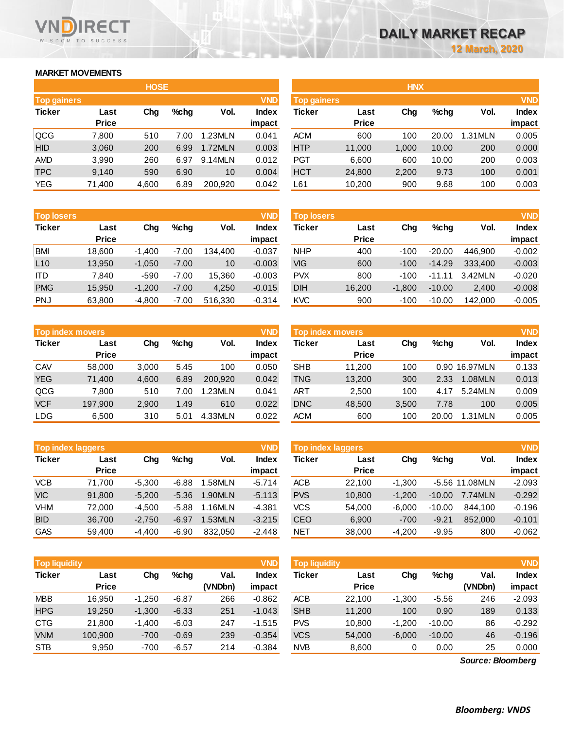# DAILY MARKET RECAP

12 March, 2020

## MARKET MOVEMENTS

### HOSE

| Top gainers | | | | | VND |
|---|---|---|---|---|---|
| Ticker | Last Price | Chg | %chg | Vol. | Index impact |
| QCG | 7,800 | 510 | 7.00 | 1.23MLN | 0.041 |
| HID | 3,060 | 200 | 6.99 | 1.72MLN | 0.003 |
| AMD | 3,990 | 260 | 6.97 | 9.14MLN | 0.012 |
| TPC | 9,140 | 590 | 6.90 | 10 | 0.004 |
| YEG | 71,400 | 4,600 | 6.89 | 200,920 | 0.042 |

| Top losers | | | | | VND |
|---|---|---|---|---|---|
| Ticker | Last Price | Chg | %chg | Vol. | Index impact |
| BMI | 18,600 | -1,400 | -7.00 | 134,400 | -0.037 |
| L10 | 13,950 | -1,050 | -7.00 | 10 | -0.003 |
| ITD | 7,840 | -590 | -7.00 | 15,360 | -0.003 |
| PMG | 15,950 | -1,200 | -7.00 | 4,250 | -0.015 |
| PNJ | 63,800 | -4,800 | -7.00 | 516,330 | -0.314 |

| Top index movers | | | | | VND |
|---|---|---|---|---|---|
| Ticker | Last Price | Chg | %chg | Vol. | Index impact |
| CAV | 58,000 | 3,000 | 5.45 | 100 | 0.050 |
| YEG | 71,400 | 4,600 | 6.89 | 200,920 | 0.042 |
| QCG | 7,800 | 510 | 7.00 | 1.23MLN | 0.041 |
| VCF | 197,900 | 2,900 | 1.49 | 610 | 0.022 |
| LDG | 6,500 | 310 | 5.01 | 4.33MLN | 0.022 |

| Top index laggers | | | | | VND |
|---|---|---|---|---|---|
| Ticker | Last Price | Chg | %chg | Vol. | Index impact |
| VCB | 71,700 | -5,300 | -6.88 | 1.58MLN | -5.714 |
| VIC | 91,800 | -5,200 | -5.36 | 1.90MLN | -5.113 |
| VHM | 72,000 | -4,500 | -5.88 | 1.16MLN | -4.381 |
| BID | 36,700 | -2,750 | -6.97 | 1.53MLN | -3.215 |
| GAS | 59,400 | -4,400 | -6.90 | 832,050 | -2.448 |

| Top liquidity | | | | | VND |
|---|---|---|---|---|---|
| Ticker | Last Price | Chg | %chg | Val. (VNDbn) | Index impact |
| MBB | 16,950 | -1,250 | -6.87 | 266 | -0.862 |
| HPG | 19,250 | -1,300 | -6.33 | 251 | -1.043 |
| CTG | 21,800 | -1,400 | -6.03 | 247 | -1.515 |
| VNM | 100,900 | -700 | -0.69 | 239 | -0.354 |
| STB | 9,950 | -700 | -6.57 | 214 | -0.384 |

### HNX

| Top gainers | | | | | VND |
|---|---|---|---|---|---|
| Ticker | Last Price | Chg | %chg | Vol. | Index impact |
| ACM | 600 | 100 | 20.00 | 1.31MLN | 0.005 |
| HTP | 11,000 | 1,000 | 10.00 | 200 | 0.000 |
| PGT | 6,600 | 600 | 10.00 | 200 | 0.003 |
| HCT | 24,800 | 2,200 | 9.73 | 100 | 0.001 |
| L61 | 10,200 | 900 | 9.68 | 100 | 0.003 |

| Top losers | | | | | VND |
|---|---|---|---|---|---|
| Ticker | Last Price | Chg | %chg | Vol. | Index impact |
| NHP | 400 | -100 | -20.00 | 446,900 | -0.002 |
| VIG | 600 | -100 | -14.29 | 333,400 | -0.003 |
| PVX | 800 | -100 | -11.11 | 3.42MLN | -0.020 |
| DIH | 16,200 | -1,800 | -10.00 | 2,400 | -0.008 |
| KVC | 900 | -100 | -10.00 | 142,000 | -0.005 |

| Top index movers | | | | | VND |
|---|---|---|---|---|---|
| Ticker | Last Price | Chg | %chg | Vol. | Index impact |
| SHB | 11,200 | 100 | 0.90 | 16.97MLN | 0.133 |
| TNG | 13,200 | 300 | 2.33 | 1.08MLN | 0.013 |
| ART | 2,500 | 100 | 4.17 | 5.24MLN | 0.009 |
| DNC | 48,500 | 3,500 | 7.78 | 100 | 0.005 |
| ACM | 600 | 100 | 20.00 | 1.31MLN | 0.005 |

| Top index laggers | | | | | VND |
|---|---|---|---|---|---|
| Ticker | Last Price | Chg | %chg | Vol. | Index impact |
| ACB | 22,100 | -1,300 | -5.56 | 11.08MLN | -2.093 |
| PVS | 10,800 | -1,200 | -10.00 | 7.74MLN | -0.292 |
| VCS | 54,000 | -6,000 | -10.00 | 844,100 | -0.196 |
| CEO | 6,900 | -700 | -9.21 | 852,000 | -0.101 |
| NET | 38,000 | -4,200 | -9.95 | 800 | -0.062 |

| Top liquidity | | | | | VND |
|---|---|---|---|---|---|
| Ticker | Last Price | Chg | %chg | Val. (VNDbn) | Index impact |
| ACB | 22,100 | -1,300 | -5.56 | 246 | -2.093 |
| SHB | 11,200 | 100 | 0.90 | 189 | 0.133 |
| PVS | 10,800 | -1,200 | -10.00 | 86 | -0.292 |
| VCS | 54,000 | -6,000 | -10.00 | 46 | -0.196 |
| NVB | 8,600 | 0 | 0.00 | 25 | 0.000 |

*Source: Bloomberg*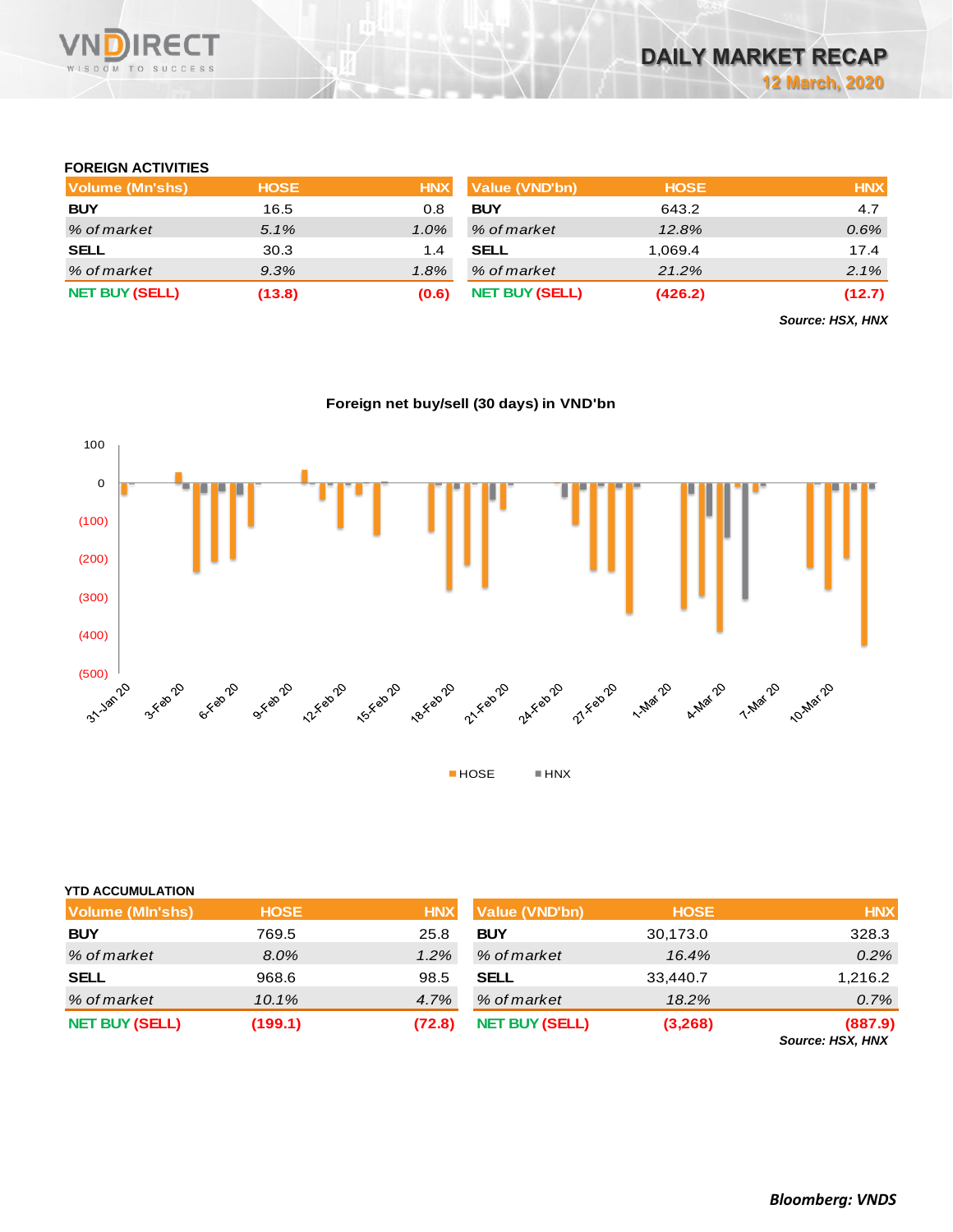## FOREIGN ACTIVITIES

| Volume (Mn'shs) | HOSE | HNX |
|---|---|---|
| **BUY** | 16.5 | 0.8 |
| *% of market* | *5.1%* | *1.0%* |
| **SELL** | 30.3 | 1.4 |
| *% of market* | *9.3%* | *1.8%* |
| **NET BUY (SELL)** | **(13.8)** | **(0.6)** |

| Value (VND'bn) | HOSE | HNX |
|---|---|---|
| **BUY** | 643.2 | 4.7 |
| *% of market* | *12.8%* | *0.6%* |
| **SELL** | 1,069.4 | 17.4 |
| *% of market* | *21.2%* | *2.1%* |
| **NET BUY (SELL)** | **(426.2)** | **(12.7)** |

***Source: HSX, HNX***

**Foreign net buy/sell (30 days) in VND'bn**

## YTD ACCUMULATION

| Volume (Mln'shs) | HOSE | HNX |
|---|---|---|
| **BUY** | 769.5 | 25.8 |
| *% of market* | *8.0%* | *1.2%* |
| **SELL** | 968.6 | 98.5 |
| *% of market* | *10.1%* | *4.7%* |
| **NET BUY (SELL)** | **(199.1)** | **(72.8)** |

| Value (VND'bn) | HOSE | HNX |
|---|---|---|
| **BUY** | 30,173.0 | 328.3 |
| *% of market* | *16.4%* | *0.2%* |
| **SELL** | 33,440.7 | 1,216.2 |
| *% of market* | *18.2%* | *0.7%* |
| **NET BUY (SELL)** | **(3,268)** | **(887.9)** |

***Source: HSX, HNX***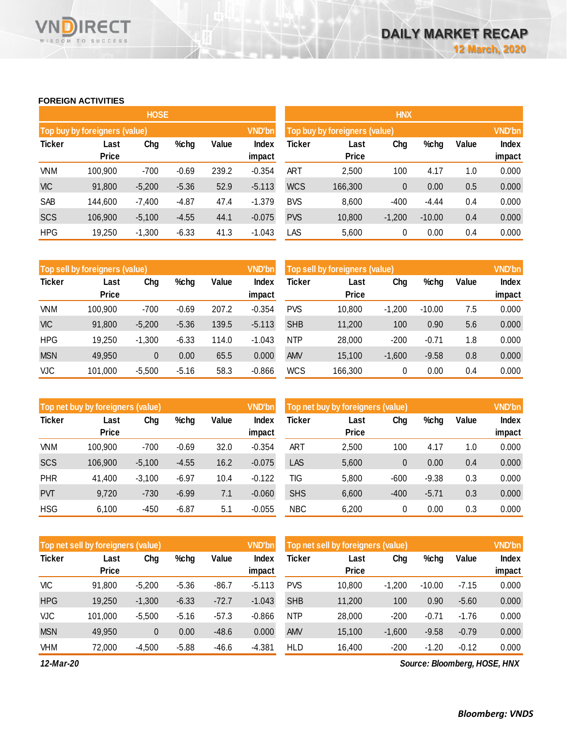# DAILY MARKET RECAP

12 March, 2020

## FOREIGN ACTIVITIES

### HOSE

**Top buy by foreigners (value)** — VND'bn

| Ticker | Last Price | Chg | %chg | Value | Index impact |
|---|---|---|---|---|---|
| VNM | 100,900 | -700 | -0.69 | 239.2 | -0.354 |
| VIC | 91,800 | -5,200 | -5.36 | 52.9 | -5.113 |
| SAB | 144,600 | -7,400 | -4.87 | 47.4 | -1.379 |
| SCS | 106,900 | -5,100 | -4.55 | 44.1 | -0.075 |
| HPG | 19,250 | -1,300 | -6.33 | 41.3 | -1.043 |

**Top sell by foreigners (value)** — VND'bn

| Ticker | Last Price | Chg | %chg | Value | Index impact |
|---|---|---|---|---|---|
| VNM | 100,900 | -700 | -0.69 | 207.2 | -0.354 |
| VIC | 91,800 | -5,200 | -5.36 | 139.5 | -5.113 |
| HPG | 19,250 | -1,300 | -6.33 | 114.0 | -1.043 |
| MSN | 49,950 | 0 | 0.00 | 65.5 | 0.000 |
| VJC | 101,000 | -5,500 | -5.16 | 58.3 | -0.866 |

**Top net buy by foreigners (value)** — VND'bn

| Ticker | Last Price | Chg | %chg | Value | Index impact |
|---|---|---|---|---|---|
| VNM | 100,900 | -700 | -0.69 | 32.0 | -0.354 |
| SCS | 106,900 | -5,100 | -4.55 | 16.2 | -0.075 |
| PHR | 41,400 | -3,100 | -6.97 | 10.4 | -0.122 |
| PVT | 9,720 | -730 | -6.99 | 7.1 | -0.060 |
| HSG | 6,100 | -450 | -6.87 | 5.1 | -0.055 |

**Top net sell by foreigners (value)** — VND'bn

| Ticker | Last Price | Chg | %chg | Value | Index impact |
|---|---|---|---|---|---|
| VIC | 91,800 | -5,200 | -5.36 | -86.7 | -5.113 |
| HPG | 19,250 | -1,300 | -6.33 | -72.7 | -1.043 |
| VJC | 101,000 | -5,500 | -5.16 | -57.3 | -0.866 |
| MSN | 49,950 | 0 | 0.00 | -48.6 | 0.000 |
| VHM | 72,000 | -4,500 | -5.88 | -46.6 | -4.381 |

### HNX

**Top buy by foreigners (value)** — VND'bn

| Ticker | Last Price | Chg | %chg | Value | Index impact |
|---|---|---|---|---|---|
| ART | 2,500 | 100 | 4.17 | 1.0 | 0.000 |
| WCS | 166,300 | 0 | 0.00 | 0.5 | 0.000 |
| BVS | 8,600 | -400 | -4.44 | 0.4 | 0.000 |
| PVS | 10,800 | -1,200 | -10.00 | 0.4 | 0.000 |
| LAS | 5,600 | 0 | 0.00 | 0.4 | 0.000 |

**Top sell by foreigners (value)** — VND'bn

| Ticker | Last Price | Chg | %chg | Value | Index impact |
|---|---|---|---|---|---|
| PVS | 10,800 | -1,200 | -10.00 | 7.5 | 0.000 |
| SHB | 11,200 | 100 | 0.90 | 5.6 | 0.000 |
| NTP | 28,000 | -200 | -0.71 | 1.8 | 0.000 |
| AMV | 15,100 | -1,600 | -9.58 | 0.8 | 0.000 |
| WCS | 166,300 | 0 | 0.00 | 0.4 | 0.000 |

**Top net buy by foreigners (value)** — VND'bn

| Ticker | Last Price | Chg | %chg | Value | Index impact |
|---|---|---|---|---|---|
| ART | 2,500 | 100 | 4.17 | 1.0 | 0.000 |
| LAS | 5,600 | 0 | 0.00 | 0.4 | 0.000 |
| TIG | 5,800 | -600 | -9.38 | 0.3 | 0.000 |
| SHS | 6,600 | -400 | -5.71 | 0.3 | 0.000 |
| NBC | 6,200 | 0 | 0.00 | 0.3 | 0.000 |

**Top net sell by foreigners (value)** — VND'bn

| Ticker | Last Price | Chg | %chg | Value | Index impact |
|---|---|---|---|---|---|
| PVS | 10,800 | -1,200 | -10.00 | -7.15 | 0.000 |
| SHB | 11,200 | 100 | 0.90 | -5.60 | 0.000 |
| NTP | 28,000 | -200 | -0.71 | -1.76 | 0.000 |
| AMV | 15,100 | -1,600 | -9.58 | -0.79 | 0.000 |
| HLD | 16,400 | -200 | -1.20 | -0.12 | 0.000 |

*12-Mar-20*

*Source: Bloomberg, HOSE, HNX*

***Bloomberg: VNDS***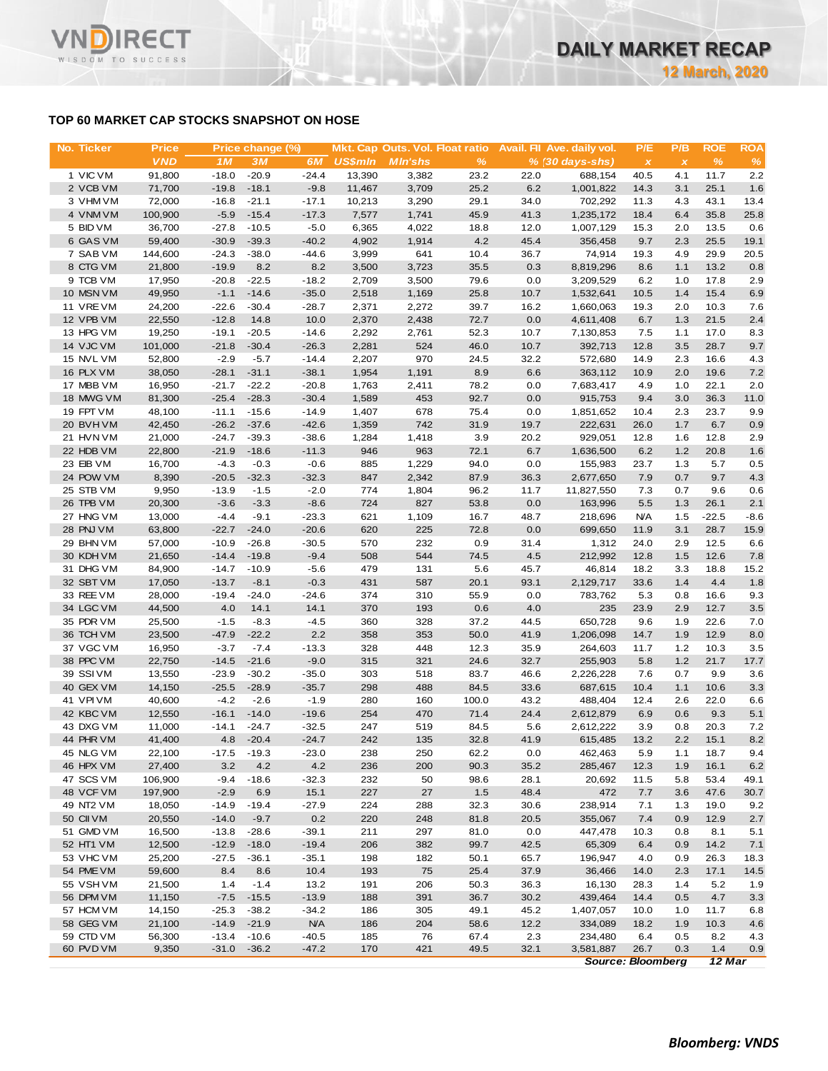## TOP 60 MARKET CAP STOCKS SNAPSHOT ON HOSE

| No. | Ticker | Price | Price change (%) | | | Mkt. Cap | Outs. Vol. | Float ratio | Avail. FII | Ave. daily vol. | P/E | P/B | ROE | ROA |
|---|---|---|---|---|---|---|---|---|---|---|---|---|---|---|
| | | VND | 1M | 3M | 6M | US$mln | Mln'shs | % | % | (30 days-shs) | x | x | % | % |
| 1 | VIC VM | 91,800 | -18.0 | -20.9 | -24.4 | 13,390 | 3,382 | 23.2 | 22.0 | 688,154 | 40.5 | 4.1 | 11.7 | 2.2 |
| 2 | VCB VM | 71,700 | -19.8 | -18.1 | -9.8 | 11,467 | 3,709 | 25.2 | 6.2 | 1,001,822 | 14.3 | 3.1 | 25.1 | 1.6 |
| 3 | VHM VM | 72,000 | -16.8 | -21.1 | -17.1 | 10,213 | 3,290 | 29.1 | 34.0 | 702,292 | 11.3 | 4.3 | 43.1 | 13.4 |
| 4 | VNM VM | 100,900 | -5.9 | -15.4 | -17.3 | 7,577 | 1,741 | 45.9 | 41.3 | 1,235,172 | 18.4 | 6.4 | 35.8 | 25.8 |
| 5 | BID VM | 36,700 | -27.8 | -10.5 | -5.0 | 6,365 | 4,022 | 18.8 | 12.0 | 1,007,129 | 15.3 | 2.0 | 13.5 | 0.6 |
| 6 | GAS VM | 59,400 | -30.9 | -39.3 | -40.2 | 4,902 | 1,914 | 4.2 | 45.4 | 356,458 | 9.7 | 2.3 | 25.5 | 19.1 |
| 7 | SAB VM | 144,600 | -24.3 | -38.0 | -44.6 | 3,999 | 641 | 10.4 | 36.7 | 74,914 | 19.3 | 4.9 | 29.9 | 20.5 |
| 8 | CTG VM | 21,800 | -19.9 | 8.2 | 8.2 | 3,500 | 3,723 | 35.5 | 0.3 | 8,819,296 | 8.6 | 1.1 | 13.2 | 0.8 |
| 9 | TCB VM | 17,950 | -20.8 | -22.5 | -18.2 | 2,709 | 3,500 | 79.6 | 0.0 | 3,209,529 | 6.2 | 1.0 | 17.8 | 2.9 |
| 10 | MSN VM | 49,950 | -1.1 | -14.6 | -35.0 | 2,518 | 1,169 | 25.8 | 10.7 | 1,532,641 | 10.5 | 1.4 | 15.4 | 6.9 |
| 11 | VRE VM | 24,200 | -22.6 | -30.4 | -28.7 | 2,371 | 2,272 | 39.7 | 16.2 | 1,660,063 | 19.3 | 2.0 | 10.3 | 7.6 |
| 12 | VPB VM | 22,550 | -12.8 | 14.8 | 10.0 | 2,370 | 2,438 | 72.7 | 0.0 | 4,611,408 | 6.7 | 1.3 | 21.5 | 2.4 |
| 13 | HPG VM | 19,250 | -19.1 | -20.5 | -14.6 | 2,292 | 2,761 | 52.3 | 10.7 | 7,130,853 | 7.5 | 1.1 | 17.0 | 8.3 |
| 14 | VJC VM | 101,000 | -21.8 | -30.4 | -26.3 | 2,281 | 524 | 46.0 | 10.7 | 392,713 | 12.8 | 3.5 | 28.7 | 9.7 |
| 15 | NVL VM | 52,800 | -2.9 | -5.7 | -14.4 | 2,207 | 970 | 24.5 | 32.2 | 572,680 | 14.9 | 2.3 | 16.6 | 4.3 |
| 16 | PLX VM | 38,050 | -28.1 | -31.1 | -38.1 | 1,954 | 1,191 | 8.9 | 6.6 | 363,112 | 10.9 | 2.0 | 19.6 | 7.2 |
| 17 | MBB VM | 16,950 | -21.7 | -22.2 | -20.8 | 1,763 | 2,411 | 78.2 | 0.0 | 7,683,417 | 4.9 | 1.0 | 22.1 | 2.0 |
| 18 | MWG VM | 81,300 | -25.4 | -28.3 | -30.4 | 1,589 | 453 | 92.7 | 0.0 | 915,753 | 9.4 | 3.0 | 36.3 | 11.0 |
| 19 | FPT VM | 48,100 | -11.1 | -15.6 | -14.9 | 1,407 | 678 | 75.4 | 0.0 | 1,851,652 | 10.4 | 2.3 | 23.7 | 9.9 |
| 20 | BVH VM | 42,450 | -26.2 | -37.6 | -42.6 | 1,359 | 742 | 31.9 | 19.7 | 222,631 | 26.0 | 1.7 | 6.7 | 0.9 |
| 21 | HVN VM | 21,000 | -24.7 | -39.3 | -38.6 | 1,284 | 1,418 | 3.9 | 20.2 | 929,051 | 12.8 | 1.6 | 12.8 | 2.9 |
| 22 | HDB VM | 22,800 | -21.9 | -18.6 | -11.3 | 946 | 963 | 72.1 | 6.7 | 1,636,500 | 6.2 | 1.2 | 20.8 | 1.6 |
| 23 | EIB VM | 16,700 | -4.3 | -0.3 | -0.6 | 885 | 1,229 | 94.0 | 0.0 | 155,983 | 23.7 | 1.3 | 5.7 | 0.5 |
| 24 | POW VM | 8,390 | -20.5 | -32.3 | -32.3 | 847 | 2,342 | 87.9 | 36.3 | 2,677,650 | 7.9 | 0.7 | 9.7 | 4.3 |
| 25 | STB VM | 9,950 | -13.9 | -1.5 | -2.0 | 774 | 1,804 | 96.2 | 11.7 | 11,827,550 | 7.3 | 0.7 | 9.6 | 0.6 |
| 26 | TPB VM | 20,300 | -3.6 | -3.3 | -8.6 | 724 | 827 | 53.8 | 0.0 | 163,996 | 5.5 | 1.3 | 26.1 | 2.1 |
| 27 | HNG VM | 13,000 | -4.4 | -9.1 | -23.3 | 621 | 1,109 | 16.7 | 48.7 | 218,696 | N/A | 1.5 | -22.5 | -8.6 |
| 28 | PNJ VM | 63,800 | -22.7 | -24.0 | -20.6 | 620 | 225 | 72.8 | 0.0 | 699,650 | 11.9 | 3.1 | 28.7 | 15.9 |
| 29 | BHN VM | 57,000 | -10.9 | -26.8 | -30.5 | 570 | 232 | 0.9 | 31.4 | 1,312 | 24.0 | 2.9 | 12.5 | 6.6 |
| 30 | KDH VM | 21,650 | -14.4 | -19.8 | -9.4 | 508 | 544 | 74.5 | 4.5 | 212,992 | 12.8 | 1.5 | 12.6 | 7.8 |
| 31 | DHG VM | 84,900 | -14.7 | -10.9 | -5.6 | 479 | 131 | 5.6 | 45.7 | 46,814 | 18.2 | 3.3 | 18.8 | 15.2 |
| 32 | SBT VM | 17,050 | -13.7 | -8.1 | -0.3 | 431 | 587 | 20.1 | 93.1 | 2,129,717 | 33.6 | 1.4 | 4.4 | 1.8 |
| 33 | REE VM | 28,000 | -19.4 | -24.0 | -24.6 | 374 | 310 | 55.9 | 0.0 | 783,762 | 5.3 | 0.8 | 16.6 | 9.3 |
| 34 | LGC VM | 44,500 | 4.0 | 14.1 | 14.1 | 370 | 193 | 0.6 | 4.0 | 235 | 23.9 | 2.9 | 12.7 | 3.5 |
| 35 | PDR VM | 25,500 | -1.5 | -8.3 | -4.5 | 360 | 328 | 37.2 | 44.5 | 650,728 | 9.6 | 1.9 | 22.6 | 7.0 |
| 36 | TCH VM | 23,500 | -47.9 | -22.2 | 2.2 | 358 | 353 | 50.0 | 41.9 | 1,206,098 | 14.7 | 1.9 | 12.9 | 8.0 |
| 37 | VGC VM | 16,950 | -3.7 | -7.4 | -13.3 | 328 | 448 | 12.3 | 35.9 | 264,603 | 11.7 | 1.2 | 10.3 | 3.5 |
| 38 | PPC VM | 22,750 | -14.5 | -21.6 | -9.0 | 315 | 321 | 24.6 | 32.7 | 255,903 | 5.8 | 1.2 | 21.7 | 17.7 |
| 39 | SSI VM | 13,550 | -23.9 | -30.2 | -35.0 | 303 | 518 | 83.7 | 46.6 | 2,226,228 | 7.6 | 0.7 | 9.9 | 3.6 |
| 40 | GEX VM | 14,150 | -25.5 | -28.9 | -35.7 | 298 | 488 | 84.5 | 33.6 | 687,615 | 10.4 | 1.1 | 10.6 | 3.3 |
| 41 | VPI VM | 40,600 | -4.2 | -2.6 | -1.9 | 280 | 160 | 100.0 | 43.2 | 488,404 | 12.4 | 2.6 | 22.0 | 6.6 |
| 42 | KBC VM | 12,550 | -16.1 | -14.0 | -19.6 | 254 | 470 | 71.4 | 24.4 | 2,612,879 | 6.9 | 0.6 | 9.3 | 5.1 |
| 43 | DXG VM | 11,000 | -14.1 | -24.7 | -32.5 | 247 | 519 | 84.5 | 5.6 | 2,612,222 | 3.9 | 0.8 | 20.3 | 7.2 |
| 44 | PHR VM | 41,400 | 4.8 | -20.4 | -24.7 | 242 | 135 | 32.8 | 41.9 | 615,485 | 13.2 | 2.2 | 15.1 | 8.2 |
| 45 | NLG VM | 22,100 | -17.5 | -19.3 | -23.0 | 238 | 250 | 62.2 | 0.0 | 462,463 | 5.9 | 1.1 | 18.7 | 9.4 |
| 46 | HPX VM | 27,400 | 3.2 | 4.2 | 4.2 | 236 | 200 | 90.3 | 35.2 | 285,467 | 12.3 | 1.9 | 16.1 | 6.2 |
| 47 | SCS VM | 106,900 | -9.4 | -18.6 | -32.3 | 232 | 50 | 98.6 | 28.1 | 20,692 | 11.5 | 5.8 | 53.4 | 49.1 |
| 48 | VCF VM | 197,900 | -2.9 | 6.9 | 15.1 | 227 | 27 | 1.5 | 48.4 | 472 | 7.7 | 3.6 | 47.6 | 30.7 |
| 49 | NT2 VM | 18,050 | -14.9 | -19.4 | -27.9 | 224 | 288 | 32.3 | 30.6 | 238,914 | 7.1 | 1.3 | 19.0 | 9.2 |
| 50 | CII VM | 20,550 | -14.0 | -9.7 | 0.2 | 220 | 248 | 81.8 | 20.5 | 355,067 | 7.4 | 0.9 | 12.9 | 2.7 |
| 51 | GMD VM | 16,500 | -13.8 | -28.6 | -39.1 | 211 | 297 | 81.0 | 0.0 | 447,478 | 10.3 | 0.8 | 8.1 | 5.1 |
| 52 | HT1 VM | 12,500 | -12.9 | -18.0 | -19.4 | 206 | 382 | 99.7 | 42.5 | 65,309 | 6.4 | 0.9 | 14.2 | 7.1 |
| 53 | VHC VM | 25,200 | -27.5 | -36.1 | -35.1 | 198 | 182 | 50.1 | 65.7 | 196,947 | 4.0 | 0.9 | 26.3 | 18.3 |
| 54 | PME VM | 59,600 | 8.4 | 8.6 | 10.4 | 193 | 75 | 25.4 | 37.9 | 36,466 | 14.0 | 2.3 | 17.1 | 14.5 |
| 55 | VSH VM | 21,500 | 1.4 | -1.4 | 13.2 | 191 | 206 | 50.3 | 36.3 | 16,130 | 28.3 | 1.4 | 5.2 | 1.9 |
| 56 | DPM VM | 11,150 | -7.5 | -15.5 | -13.9 | 188 | 391 | 36.7 | 30.2 | 439,464 | 14.4 | 0.5 | 4.7 | 3.3 |
| 57 | HCM VM | 14,150 | -25.3 | -38.2 | -34.2 | 186 | 305 | 49.1 | 45.2 | 1,407,057 | 10.0 | 1.0 | 11.7 | 6.8 |
| 58 | GEG VM | 21,100 | -14.9 | -21.9 | N/A | 186 | 204 | 58.6 | 12.2 | 334,089 | 18.2 | 1.9 | 10.3 | 4.6 |
| 59 | CTD VM | 56,300 | -13.4 | -10.6 | -40.5 | 185 | 76 | 67.4 | 2.3 | 234,480 | 6.4 | 0.5 | 8.2 | 4.3 |
| 60 | PVD VM | 9,350 | -31.0 | -36.2 | -47.2 | 170 | 421 | 49.5 | 32.1 | 3,581,887 | 26.7 | 0.3 | 1.4 | 0.9 |

*Source: Bloomberg* *12 Mar*

***Bloomberg: VNDS***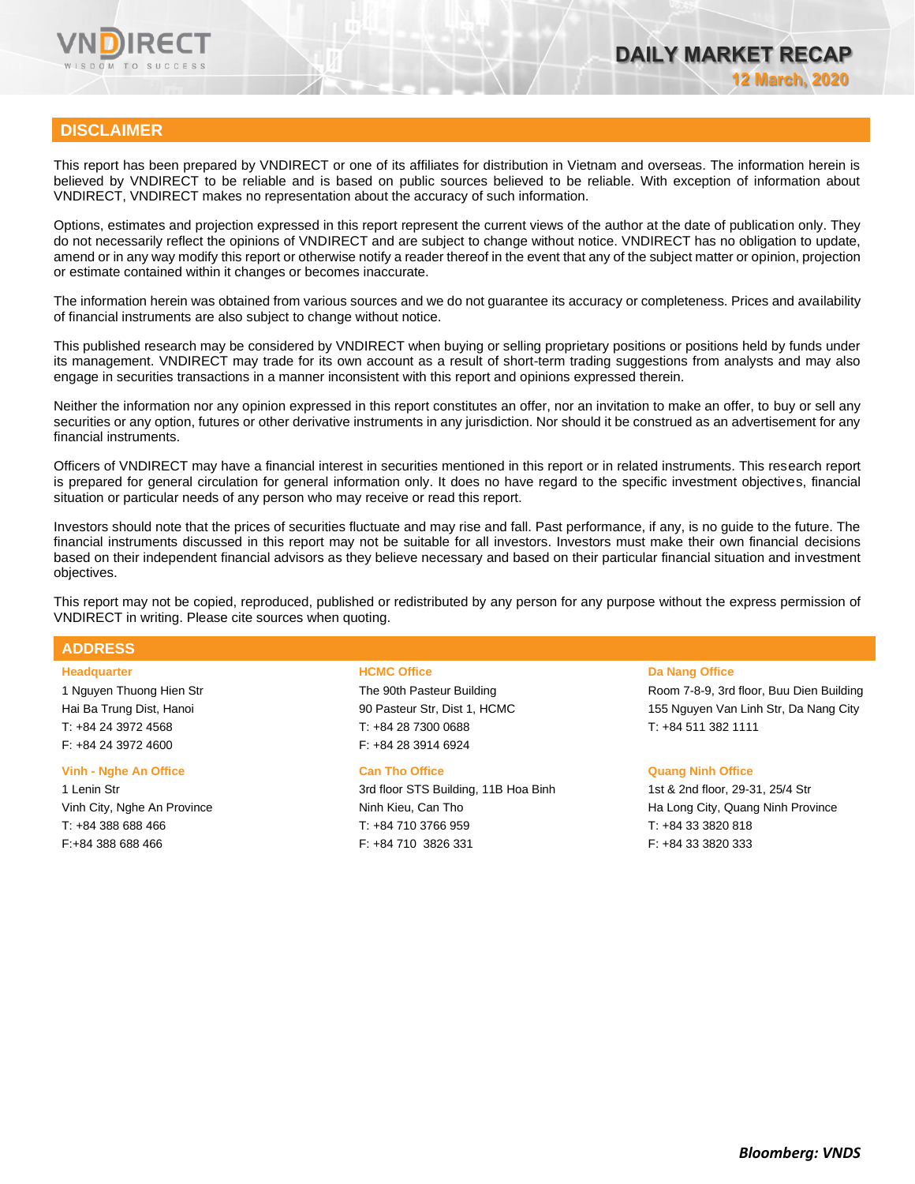## DISCLAIMER

This report has been prepared by VNDIRECT or one of its affiliates for distribution in Vietnam and overseas. The information herein is believed by VNDIRECT to be reliable and is based on public sources believed to be reliable. With exception of information about VNDIRECT, VNDIRECT makes no representation about the accuracy of such information.

Options, estimates and projection expressed in this report represent the current views of the author at the date of publication only. They do not necessarily reflect the opinions of VNDIRECT and are subject to change without notice. VNDIRECT has no obligation to update, amend or in any way modify this report or otherwise notify a reader thereof in the event that any of the subject matter or opinion, projection or estimate contained within it changes or becomes inaccurate.

The information herein was obtained from various sources and we do not guarantee its accuracy or completeness. Prices and availability of financial instruments are also subject to change without notice.

This published research may be considered by VNDIRECT when buying or selling proprietary positions or positions held by funds under its management. VNDIRECT may trade for its own account as a result of short-term trading suggestions from analysts and may also engage in securities transactions in a manner inconsistent with this report and opinions expressed therein.

Neither the information nor any opinion expressed in this report constitutes an offer, nor an invitation to make an offer, to buy or sell any securities or any option, futures or other derivative instruments in any jurisdiction. Nor should it be construed as an advertisement for any financial instruments.

Officers of VNDIRECT may have a financial interest in securities mentioned in this report or in related instruments. This research report is prepared for general circulation for general information only. It does no have regard to the specific investment objectives, financial situation or particular needs of any person who may receive or read this report.

Investors should note that the prices of securities fluctuate and may rise and fall. Past performance, if any, is no guide to the future. The financial instruments discussed in this report may not be suitable for all investors. Investors must make their own financial decisions based on their independent financial advisors as they believe necessary and based on their particular financial situation and investment objectives.

This report may not be copied, reproduced, published or redistributed by any person for any purpose without the express permission of VNDIRECT in writing. Please cite sources when quoting.

## ADDRESS

**Headquarter**
1 Nguyen Thuong Hien Str
Hai Ba Trung Dist, Hanoi
T: +84 24 3972 4568
F: +84 24 3972 4600

**HCMC Office**
The 90th Pasteur Building
90 Pasteur Str, Dist 1, HCMC
T: +84 28 7300 0688
F: +84 28 3914 6924

**Da Nang Office**
Room 7-8-9, 3rd floor, Buu Dien Building
155 Nguyen Van Linh Str, Da Nang City
T: +84 511 382 1111

**Vinh - Nghe An Office**
1 Lenin Str
Vinh City, Nghe An Province
T: +84 388 688 466
F:+84 388 688 466

**Can Tho Office**
3rd floor STS Building, 11B Hoa Binh
Ninh Kieu, Can Tho
T: +84 710 3766 959
F: +84 710 3826 331

**Quang Ninh Office**
1st & 2nd floor, 29-31, 25/4 Str
Ha Long City, Quang Ninh Province
T: +84 33 3820 818
F: +84 33 3820 333

***Bloomberg: VNDS***